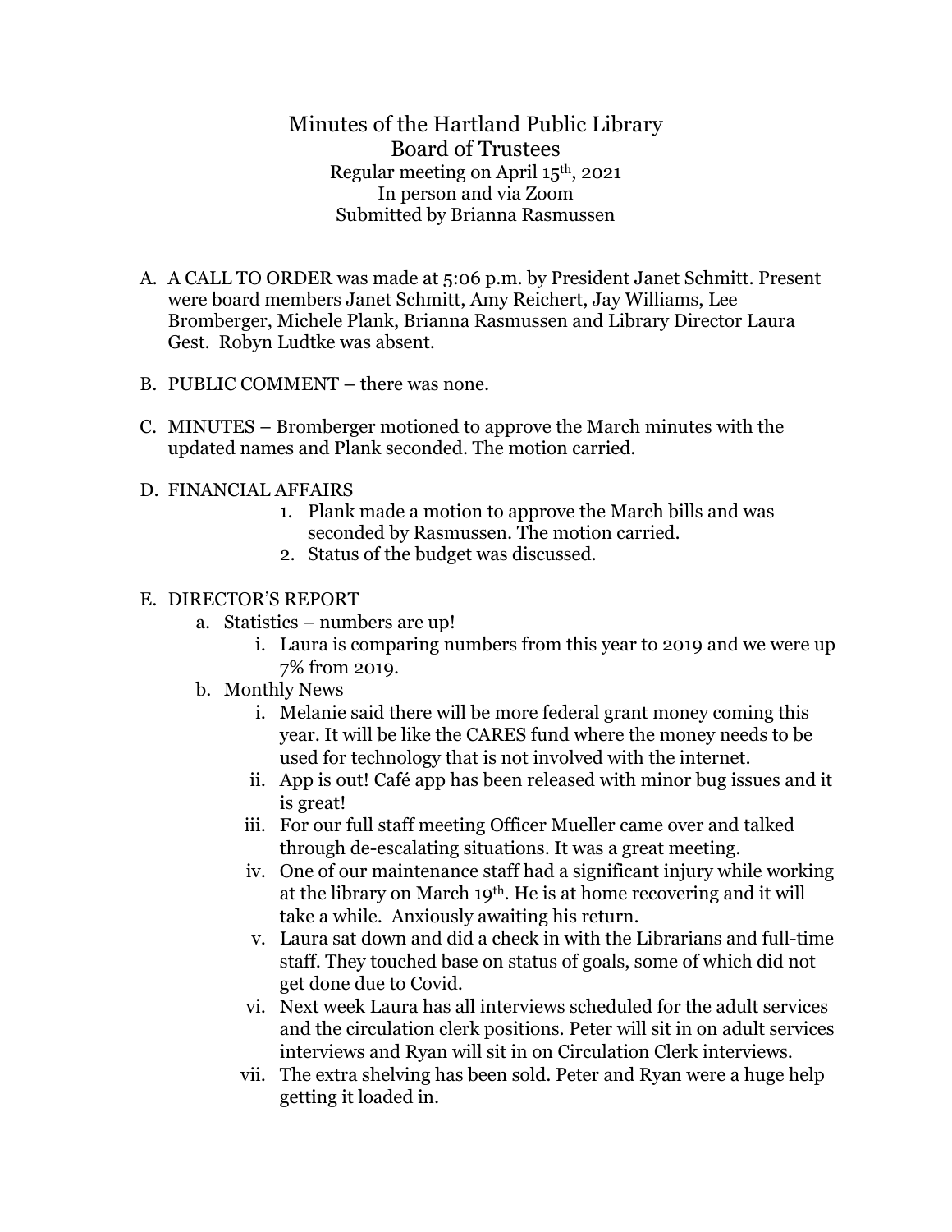# Minutes of the Hartland Public Library Board of Trustees

Regular meeting on April 15th, 2021
In person and via Zoom
Submitted by Brianna Rasmussen

A. A CALL TO ORDER was made at 5:06 p.m. by President Janet Schmitt. Present were board members Janet Schmitt, Amy Reichert, Jay Williams, Lee Bromberger, Michele Plank, Brianna Rasmussen and Library Director Laura Gest. Robyn Ludtke was absent.

B. PUBLIC COMMENT – there was none.

C. MINUTES – Bromberger motioned to approve the March minutes with the updated names and Plank seconded. The motion carried.

D. FINANCIAL AFFAIRS
   1. Plank made a motion to approve the March bills and was seconded by Rasmussen. The motion carried.
   2. Status of the budget was discussed.

E. DIRECTOR'S REPORT
   a. Statistics – numbers are up!
      i. Laura is comparing numbers from this year to 2019 and we were up 7% from 2019.
   b. Monthly News
      i. Melanie said there will be more federal grant money coming this year. It will be like the CARES fund where the money needs to be used for technology that is not involved with the internet.
      ii. App is out! Café app has been released with minor bug issues and it is great!
      iii. For our full staff meeting Officer Mueller came over and talked through de-escalating situations. It was a great meeting.
      iv. One of our maintenance staff had a significant injury while working at the library on March 19th. He is at home recovering and it will take a while. Anxiously awaiting his return.
      v. Laura sat down and did a check in with the Librarians and full-time staff. They touched base on status of goals, some of which did not get done due to Covid.
      vi. Next week Laura has all interviews scheduled for the adult services and the circulation clerk positions. Peter will sit in on adult services interviews and Ryan will sit in on Circulation Clerk interviews.
      vii. The extra shelving has been sold. Peter and Ryan were a huge help getting it loaded in.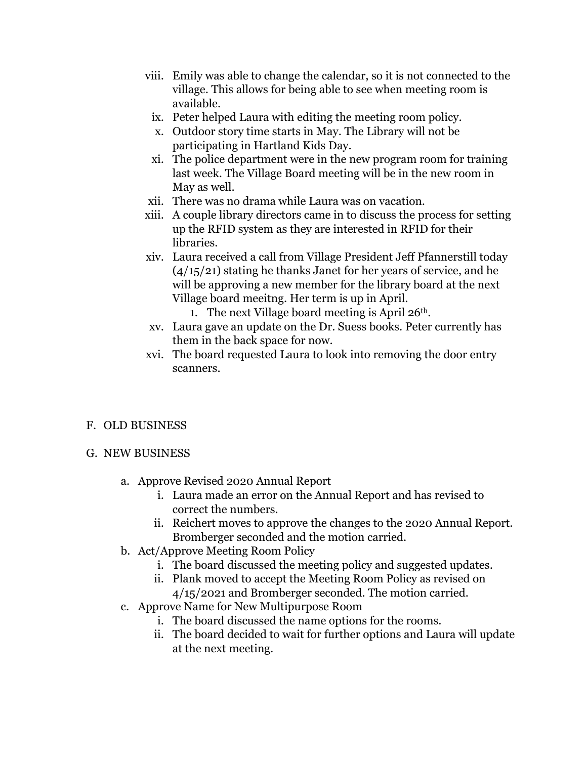viii. Emily was able to change the calendar, so it is not connected to the village. This allows for being able to see when meeting room is available.

ix. Peter helped Laura with editing the meeting room policy.

x. Outdoor story time starts in May. The Library will not be participating in Hartland Kids Day.

xi. The police department were in the new program room for training last week. The Village Board meeting will be in the new room in May as well.

xii. There was no drama while Laura was on vacation.

xiii. A couple library directors came in to discuss the process for setting up the RFID system as they are interested in RFID for their libraries.

xiv. Laura received a call from Village President Jeff Pfannerstill today (4/15/21) stating he thanks Janet for her years of service, and he will be approving a new member for the library board at the next Village board meeitng. Her term is up in April.

   1. The next Village board meeting is April 26th.

xv. Laura gave an update on the Dr. Suess books. Peter currently has them in the back space for now.

xvi. The board requested Laura to look into removing the door entry scanners.

F. OLD BUSINESS

G. NEW BUSINESS

a. Approve Revised 2020 Annual Report
   i. Laura made an error on the Annual Report and has revised to correct the numbers.
   ii. Reichert moves to approve the changes to the 2020 Annual Report. Bromberger seconded and the motion carried.

b. Act/Approve Meeting Room Policy
   i. The board discussed the meeting policy and suggested updates.
   ii. Plank moved to accept the Meeting Room Policy as revised on 4/15/2021 and Bromberger seconded. The motion carried.

c. Approve Name for New Multipurpose Room
   i. The board discussed the name options for the rooms.
   ii. The board decided to wait for further options and Laura will update at the next meeting.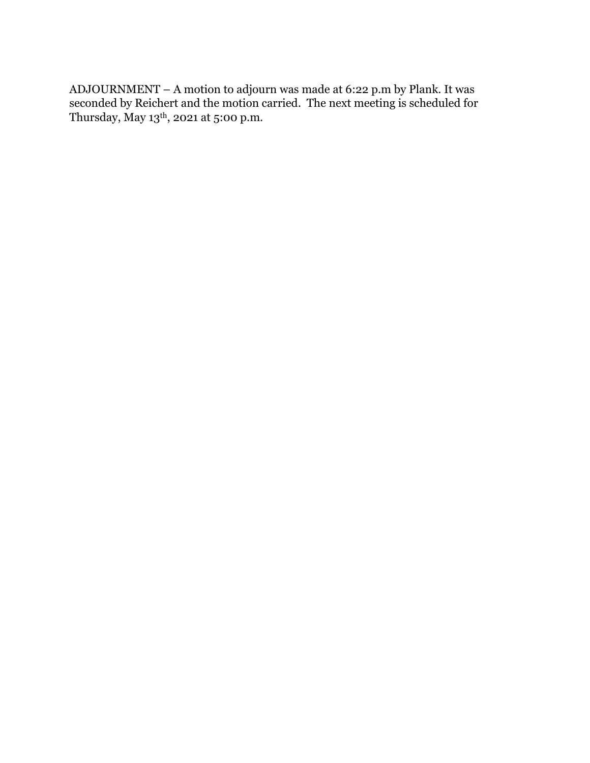ADJOURNMENT – A motion to adjourn was made at 6:22 p.m by Plank. It was seconded by Reichert and the motion carried. The next meeting is scheduled for Thursday, May 13th, 2021 at 5:00 p.m.